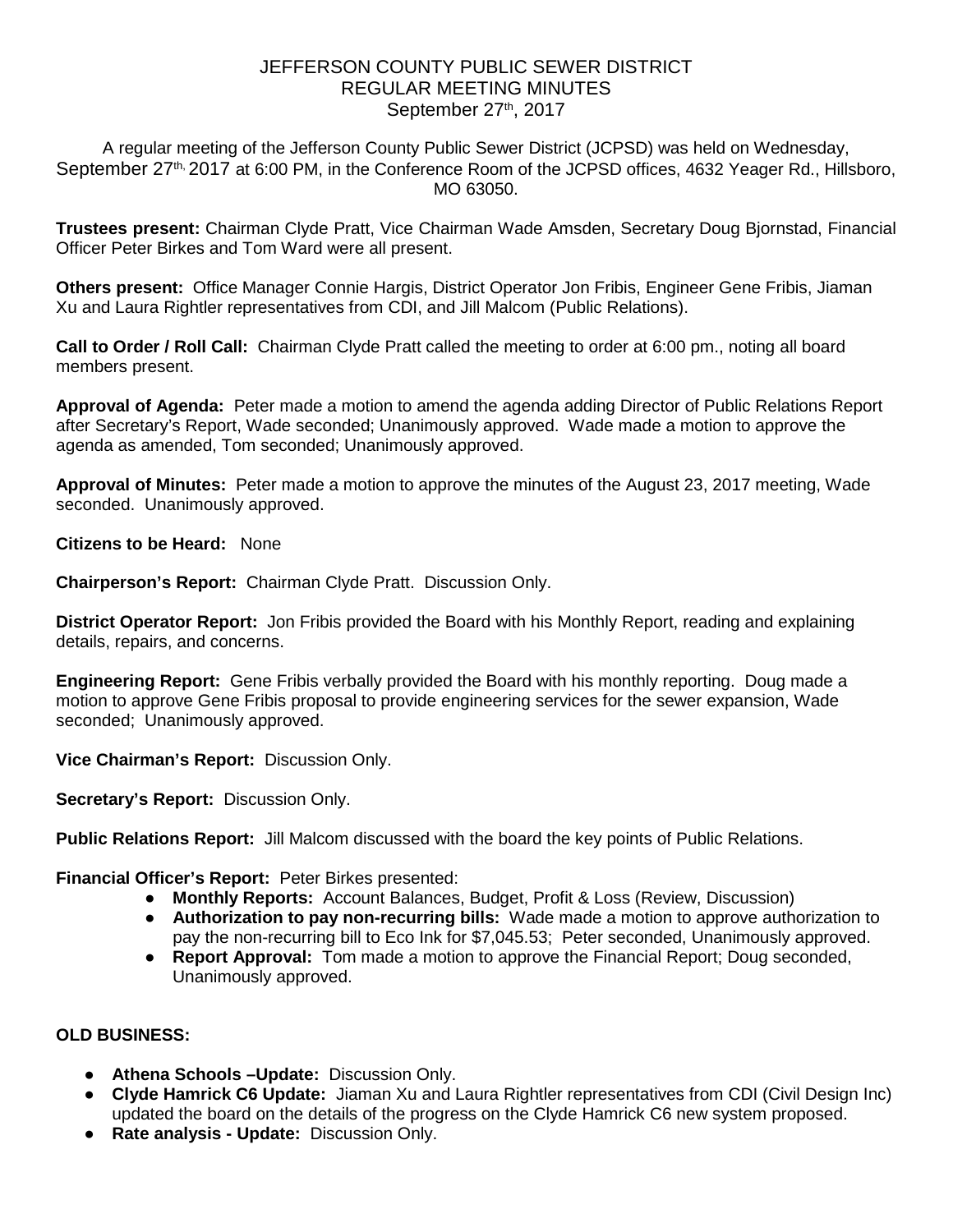# JEFFERSON COUNTY PUBLIC SEWER DISTRICT
## REGULAR MEETING MINUTES
### September 27th, 2017

A regular meeting of the Jefferson County Public Sewer District (JCPSD) was held on Wednesday, September 27th, 2017 at 6:00 PM, in the Conference Room of the JCPSD offices, 4632 Yeager Rd., Hillsboro, MO 63050.

**Trustees present:** Chairman Clyde Pratt, Vice Chairman Wade Amsden, Secretary Doug Bjornstad, Financial Officer Peter Birkes and Tom Ward were all present.

**Others present:** Office Manager Connie Hargis, District Operator Jon Fribis, Engineer Gene Fribis, Jiaman Xu and Laura Rightler representatives from CDI, and Jill Malcom (Public Relations).

**Call to Order / Roll Call:** Chairman Clyde Pratt called the meeting to order at 6:00 pm., noting all board members present.

**Approval of Agenda:** Peter made a motion to amend the agenda adding Director of Public Relations Report after Secretary's Report, Wade seconded; Unanimously approved. Wade made a motion to approve the agenda as amended, Tom seconded; Unanimously approved.

**Approval of Minutes:** Peter made a motion to approve the minutes of the August 23, 2017 meeting, Wade seconded. Unanimously approved.

**Citizens to be Heard:** None

**Chairperson's Report:** Chairman Clyde Pratt. Discussion Only.

**District Operator Report:** Jon Fribis provided the Board with his Monthly Report, reading and explaining details, repairs, and concerns.

**Engineering Report:** Gene Fribis verbally provided the Board with his monthly reporting. Doug made a motion to approve Gene Fribis proposal to provide engineering services for the sewer expansion, Wade seconded; Unanimously approved.

**Vice Chairman's Report:** Discussion Only.

**Secretary's Report:** Discussion Only.

**Public Relations Report:** Jill Malcom discussed with the board the key points of Public Relations.

**Financial Officer's Report:** Peter Birkes presented:

- **Monthly Reports:** Account Balances, Budget, Profit & Loss (Review, Discussion)
- **Authorization to pay non-recurring bills:** Wade made a motion to approve authorization to pay the non-recurring bill to Eco Ink for $7,045.53; Peter seconded, Unanimously approved.
- **Report Approval:** Tom made a motion to approve the Financial Report; Doug seconded, Unanimously approved.

**OLD BUSINESS:**

- **Athena Schools –Update:** Discussion Only.
- **Clyde Hamrick C6 Update:** Jiaman Xu and Laura Rightler representatives from CDI (Civil Design Inc) updated the board on the details of the progress on the Clyde Hamrick C6 new system proposed.
- **Rate analysis - Update:** Discussion Only.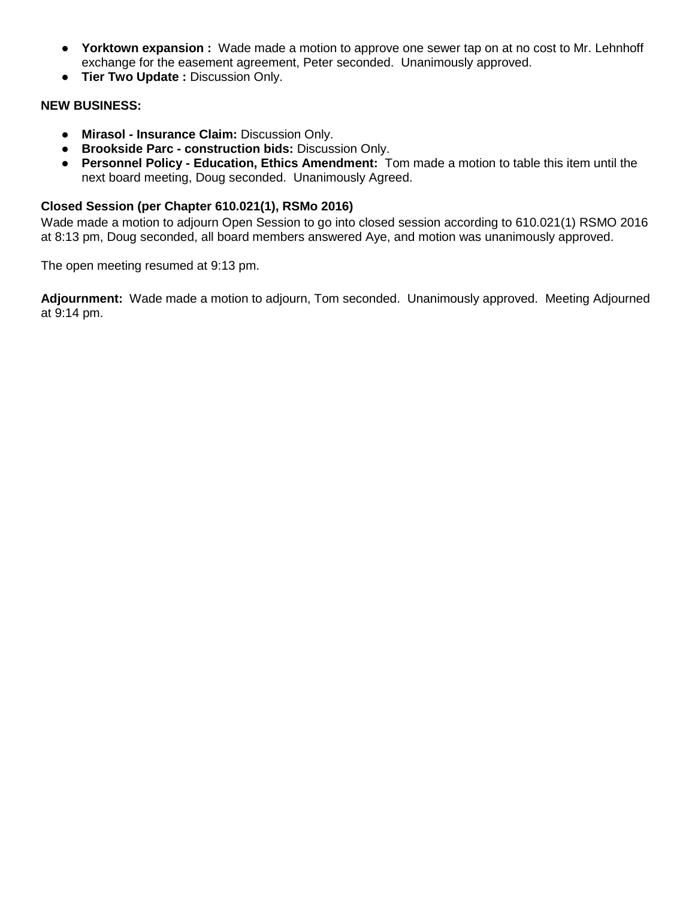- **Yorktown expansion :** Wade made a motion to approve one sewer tap on at no cost to Mr. Lehnhoff exchange for the easement agreement, Peter seconded. Unanimously approved.
- **Tier Two Update :** Discussion Only.

**NEW BUSINESS:**

- **Mirasol - Insurance Claim:** Discussion Only.
- **Brookside Parc - construction bids:** Discussion Only.
- **Personnel Policy - Education, Ethics Amendment:** Tom made a motion to table this item until the next board meeting, Doug seconded. Unanimously Agreed.

**Closed Session (per Chapter 610.021(1), RSMo 2016)**

Wade made a motion to adjourn Open Session to go into closed session according to 610.021(1) RSMO 2016 at 8:13 pm, Doug seconded, all board members answered Aye, and motion was unanimously approved.

The open meeting resumed at 9:13 pm.

**Adjournment:** Wade made a motion to adjourn, Tom seconded. Unanimously approved. Meeting Adjourned at 9:14 pm.